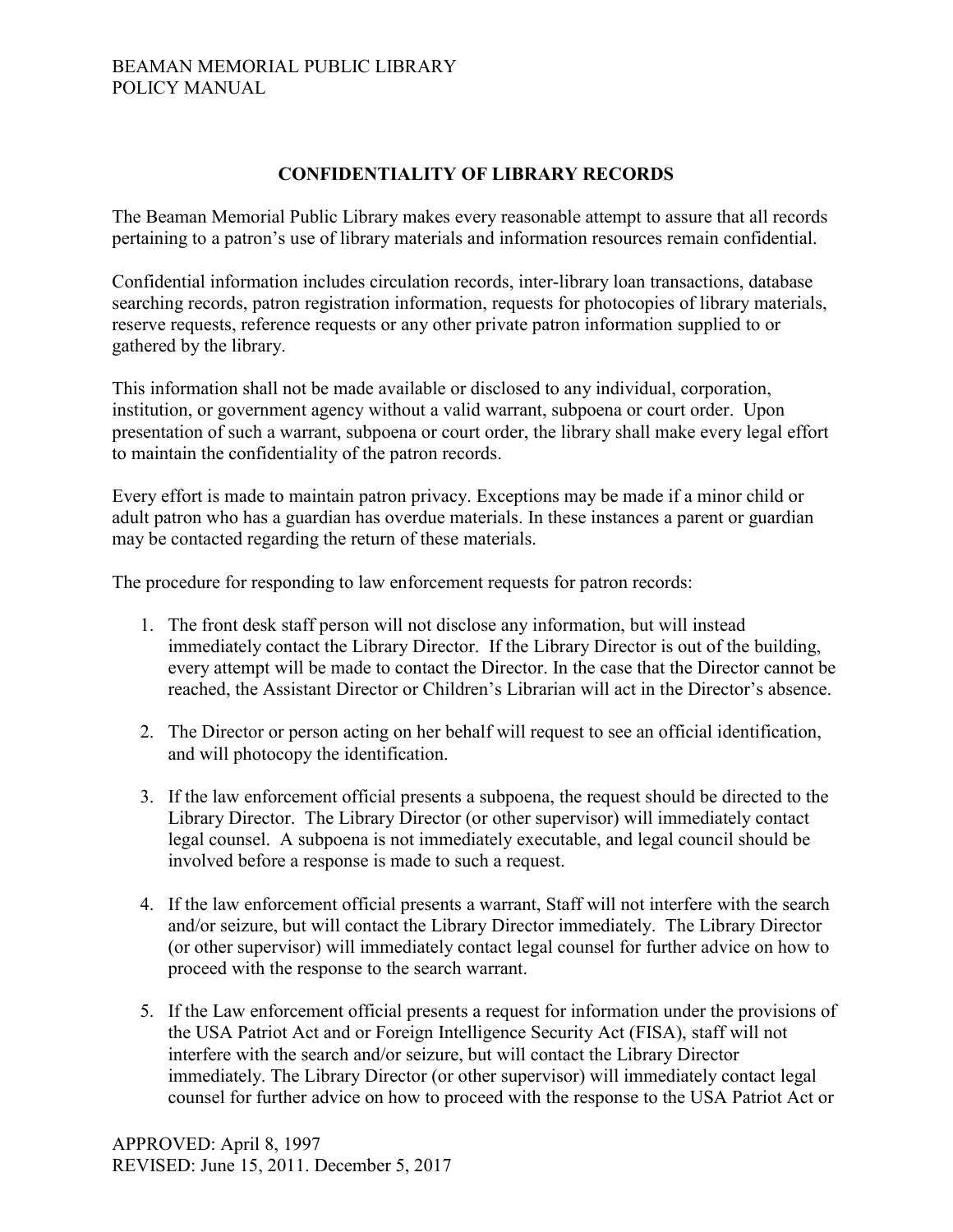BEAMAN MEMORIAL PUBLIC LIBRARY
POLICY MANUAL

## CONFIDENTIALITY OF LIBRARY RECORDS

The Beaman Memorial Public Library makes every reasonable attempt to assure that all records pertaining to a patron's use of library materials and information resources remain confidential.

Confidential information includes circulation records, inter-library loan transactions, database searching records, patron registration information, requests for photocopies of library materials, reserve requests, reference requests or any other private patron information supplied to or gathered by the library.

This information shall not be made available or disclosed to any individual, corporation, institution, or government agency without a valid warrant, subpoena or court order. Upon presentation of such a warrant, subpoena or court order, the library shall make every legal effort to maintain the confidentiality of the patron records.

Every effort is made to maintain patron privacy. Exceptions may be made if a minor child or adult patron who has a guardian has overdue materials. In these instances a parent or guardian may be contacted regarding the return of these materials.

The procedure for responding to law enforcement requests for patron records:

1. The front desk staff person will not disclose any information, but will instead immediately contact the Library Director. If the Library Director is out of the building, every attempt will be made to contact the Director. In the case that the Director cannot be reached, the Assistant Director or Children's Librarian will act in the Director's absence.

2. The Director or person acting on her behalf will request to see an official identification, and will photocopy the identification.

3. If the law enforcement official presents a subpoena, the request should be directed to the Library Director. The Library Director (or other supervisor) will immediately contact legal counsel. A subpoena is not immediately executable, and legal council should be involved before a response is made to such a request.

4. If the law enforcement official presents a warrant, Staff will not interfere with the search and/or seizure, but will contact the Library Director immediately. The Library Director (or other supervisor) will immediately contact legal counsel for further advice on how to proceed with the response to the search warrant.

5. If the Law enforcement official presents a request for information under the provisions of the USA Patriot Act and or Foreign Intelligence Security Act (FISA), staff will not interfere with the search and/or seizure, but will contact the Library Director immediately. The Library Director (or other supervisor) will immediately contact legal counsel for further advice on how to proceed with the response to the USA Patriot Act or

APPROVED: April 8, 1997
REVISED: June 15, 2011. December 5, 2017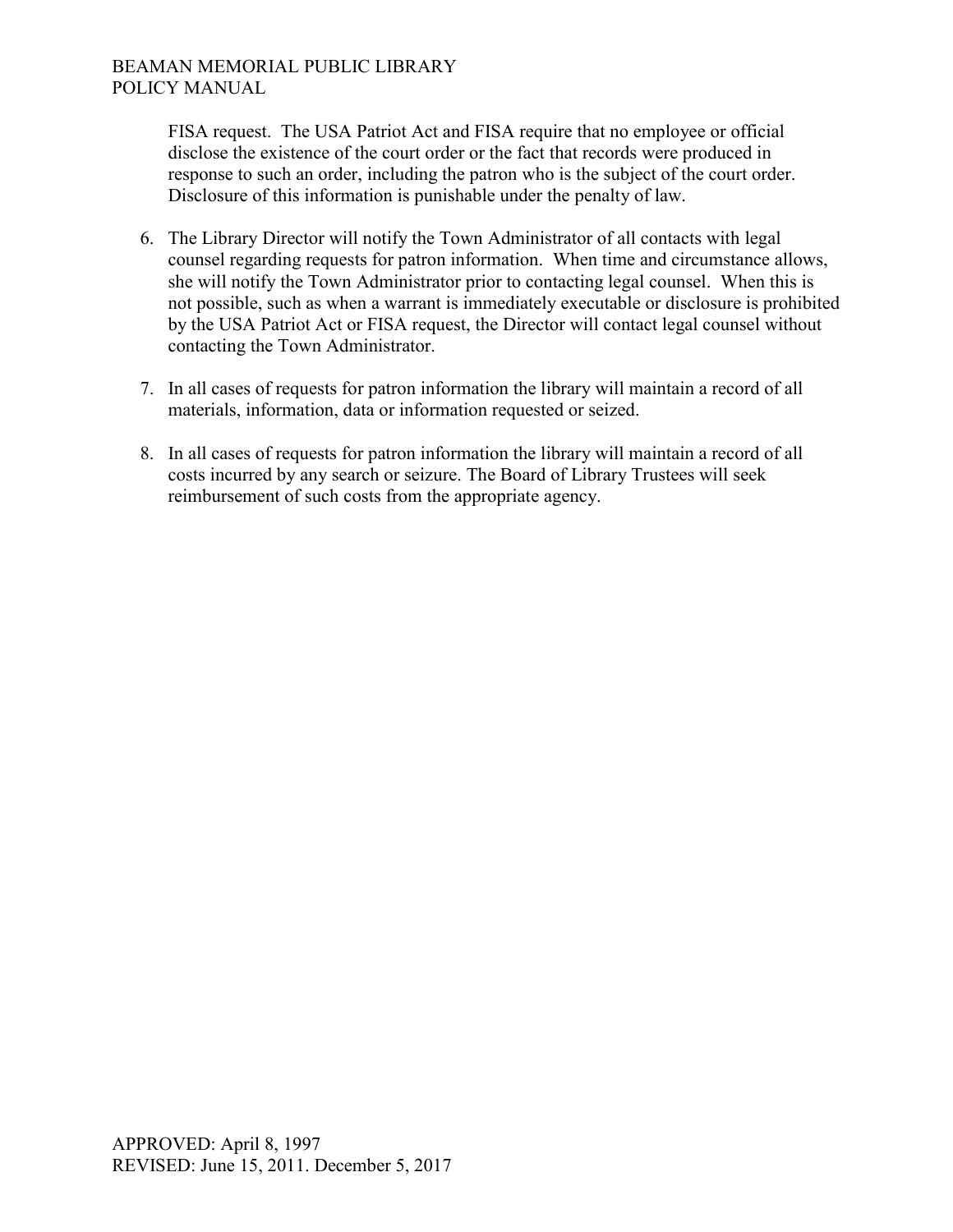FISA request. The USA Patriot Act and FISA require that no employee or official disclose the existence of the court order or the fact that records were produced in response to such an order, including the patron who is the subject of the court order. Disclosure of this information is punishable under the penalty of law.

6. The Library Director will notify the Town Administrator of all contacts with legal counsel regarding requests for patron information. When time and circumstance allows, she will notify the Town Administrator prior to contacting legal counsel. When this is not possible, such as when a warrant is immediately executable or disclosure is prohibited by the USA Patriot Act or FISA request, the Director will contact legal counsel without contacting the Town Administrator.

7. In all cases of requests for patron information the library will maintain a record of all materials, information, data or information requested or seized.

8. In all cases of requests for patron information the library will maintain a record of all costs incurred by any search or seizure. The Board of Library Trustees will seek reimbursement of such costs from the appropriate agency.

APPROVED: April 8, 1997
REVISED: June 15, 2011. December 5, 2017